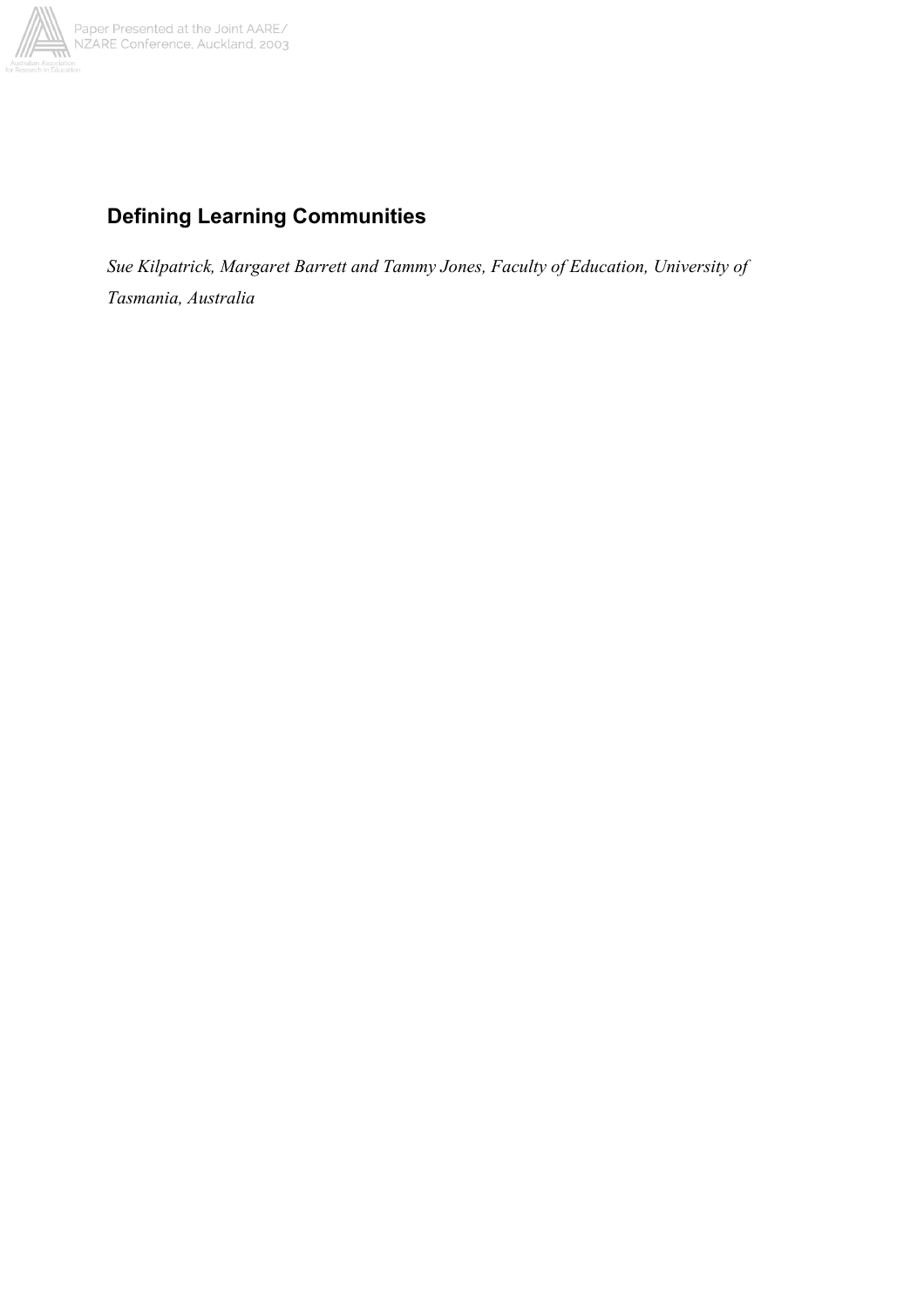# Defining Learning Communities

*Sue Kilpatrick, Margaret Barrett and Tammy Jones, Faculty of Education, University of Tasmania, Australia*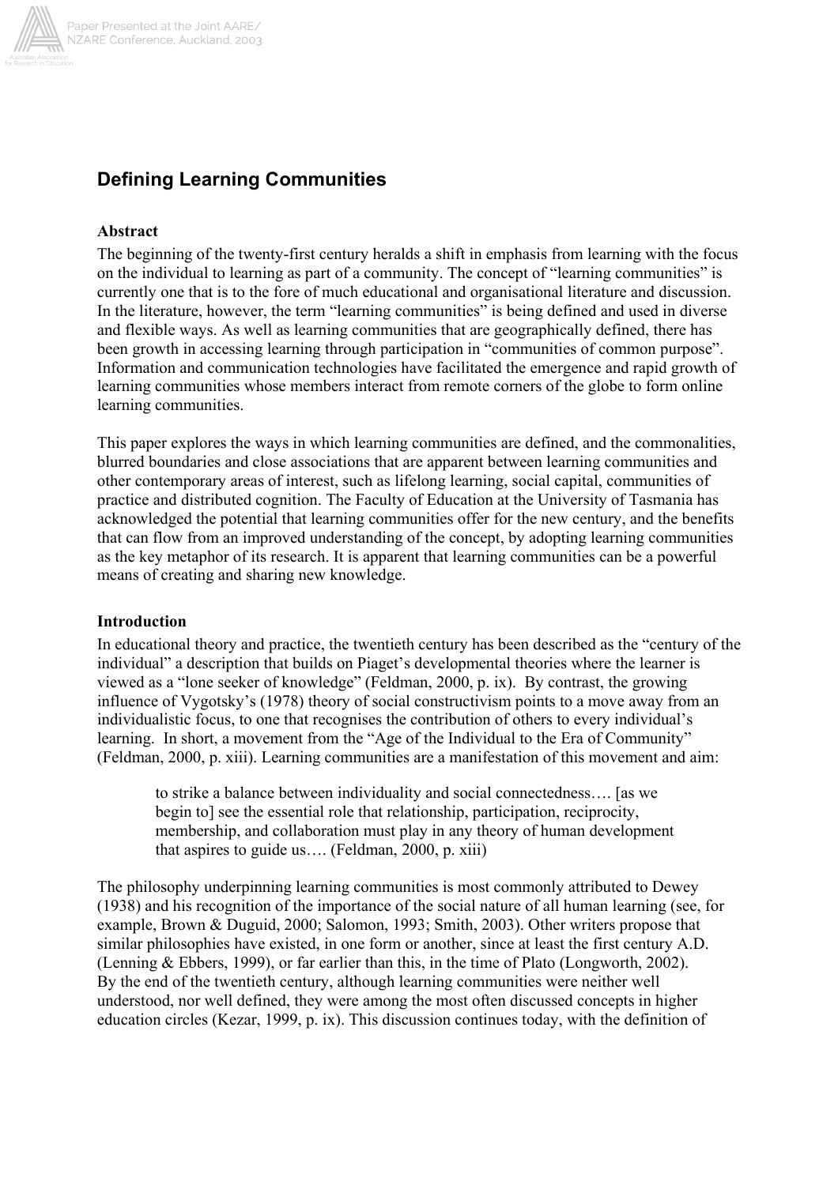## Defining Learning Communities

### Abstract

The beginning of the twenty-first century heralds a shift in emphasis from learning with the focus on the individual to learning as part of a community. The concept of "learning communities" is currently one that is to the fore of much educational and organisational literature and discussion. In the literature, however, the term "learning communities" is being defined and used in diverse and flexible ways. As well as learning communities that are geographically defined, there has been growth in accessing learning through participation in "communities of common purpose". Information and communication technologies have facilitated the emergence and rapid growth of learning communities whose members interact from remote corners of the globe to form online learning communities.

This paper explores the ways in which learning communities are defined, and the commonalities, blurred boundaries and close associations that are apparent between learning communities and other contemporary areas of interest, such as lifelong learning, social capital, communities of practice and distributed cognition. The Faculty of Education at the University of Tasmania has acknowledged the potential that learning communities offer for the new century, and the benefits that can flow from an improved understanding of the concept, by adopting learning communities as the key metaphor of its research. It is apparent that learning communities can be a powerful means of creating and sharing new knowledge.

### Introduction

In educational theory and practice, the twentieth century has been described as the "century of the individual" a description that builds on Piaget's developmental theories where the learner is viewed as a "lone seeker of knowledge" (Feldman, 2000, p. ix). By contrast, the growing influence of Vygotsky's (1978) theory of social constructivism points to a move away from an individualistic focus, to one that recognises the contribution of others to every individual's learning. In short, a movement from the "Age of the Individual to the Era of Community" (Feldman, 2000, p. xiii). Learning communities are a manifestation of this movement and aim:

> to strike a balance between individuality and social connectedness…. [as we begin to] see the essential role that relationship, participation, reciprocity, membership, and collaboration must play in any theory of human development that aspires to guide us…. (Feldman, 2000, p. xiii)

The philosophy underpinning learning communities is most commonly attributed to Dewey (1938) and his recognition of the importance of the social nature of all human learning (see, for example, Brown & Duguid, 2000; Salomon, 1993; Smith, 2003). Other writers propose that similar philosophies have existed, in one form or another, since at least the first century A.D. (Lenning & Ebbers, 1999), or far earlier than this, in the time of Plato (Longworth, 2002). By the end of the twentieth century, although learning communities were neither well understood, nor well defined, they were among the most often discussed concepts in higher education circles (Kezar, 1999, p. ix). This discussion continues today, with the definition of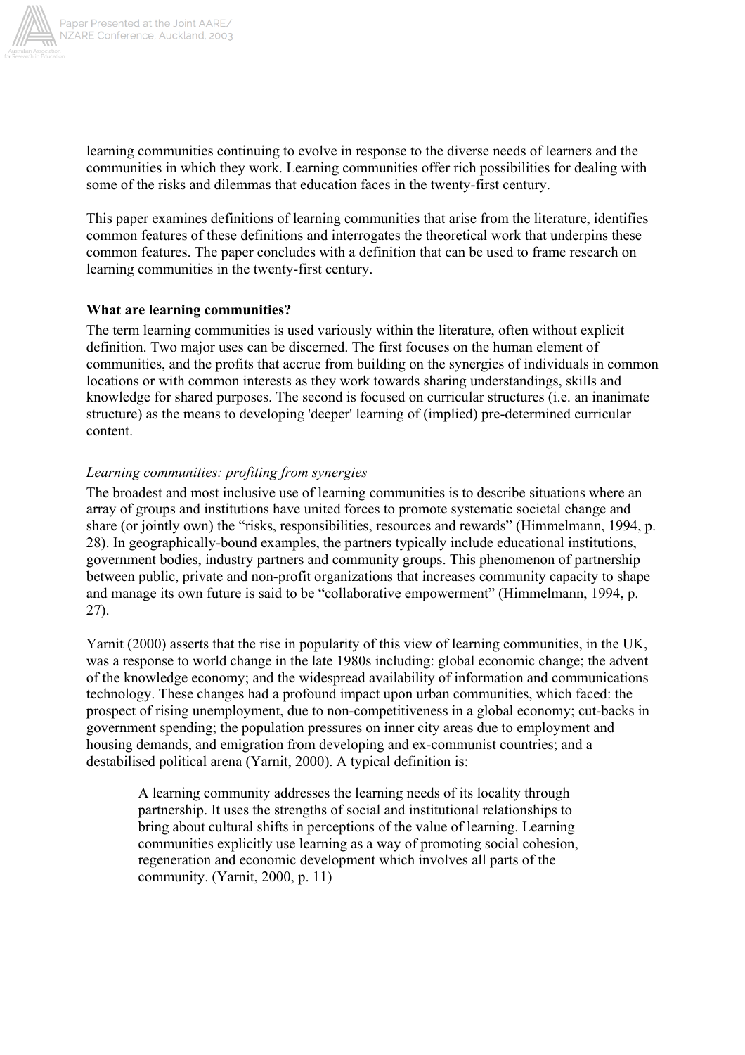learning communities continuing to evolve in response to the diverse needs of learners and the communities in which they work. Learning communities offer rich possibilities for dealing with some of the risks and dilemmas that education faces in the twenty-first century.

This paper examines definitions of learning communities that arise from the literature, identifies common features of these definitions and interrogates the theoretical work that underpins these common features. The paper concludes with a definition that can be used to frame research on learning communities in the twenty-first century.

**What are learning communities?**

The term learning communities is used variously within the literature, often without explicit definition. Two major uses can be discerned. The first focuses on the human element of communities, and the profits that accrue from building on the synergies of individuals in common locations or with common interests as they work towards sharing understandings, skills and knowledge for shared purposes. The second is focused on curricular structures (i.e. an inanimate structure) as the means to developing 'deeper' learning of (implied) pre-determined curricular content.

*Learning communities: profiting from synergies*

The broadest and most inclusive use of learning communities is to describe situations where an array of groups and institutions have united forces to promote systematic societal change and share (or jointly own) the "risks, responsibilities, resources and rewards" (Himmelmann, 1994, p. 28). In geographically-bound examples, the partners typically include educational institutions, government bodies, industry partners and community groups. This phenomenon of partnership between public, private and non-profit organizations that increases community capacity to shape and manage its own future is said to be "collaborative empowerment" (Himmelmann, 1994, p. 27).

Yarnit (2000) asserts that the rise in popularity of this view of learning communities, in the UK, was a response to world change in the late 1980s including: global economic change; the advent of the knowledge economy; and the widespread availability of information and communications technology. These changes had a profound impact upon urban communities, which faced: the prospect of rising unemployment, due to non-competitiveness in a global economy; cut-backs in government spending; the population pressures on inner city areas due to employment and housing demands, and emigration from developing and ex-communist countries; and a destabilised political arena (Yarnit, 2000). A typical definition is:

> A learning community addresses the learning needs of its locality through partnership. It uses the strengths of social and institutional relationships to bring about cultural shifts in perceptions of the value of learning. Learning communities explicitly use learning as a way of promoting social cohesion, regeneration and economic development which involves all parts of the community. (Yarnit, 2000, p. 11)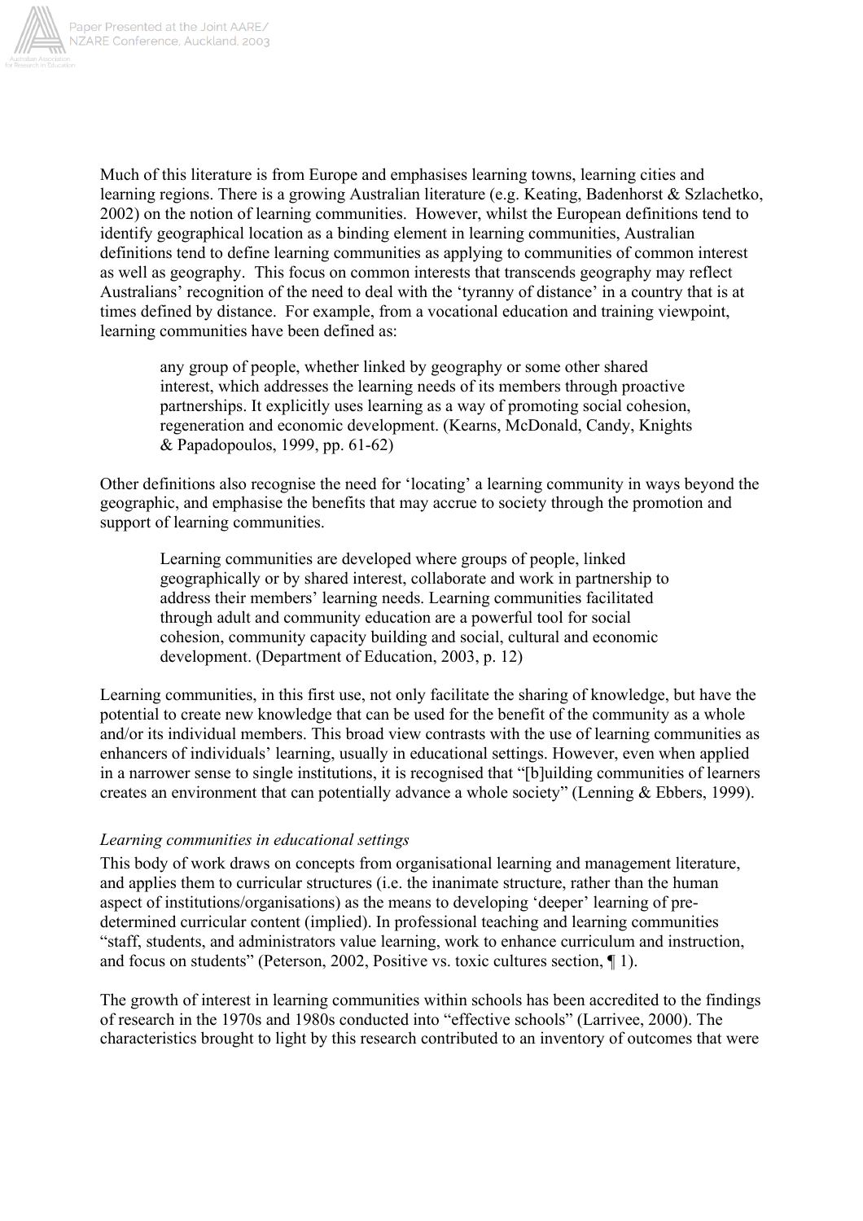Much of this literature is from Europe and emphasises learning towns, learning cities and learning regions. There is a growing Australian literature (e.g. Keating, Badenhorst & Szlachetko, 2002) on the notion of learning communities. However, whilst the European definitions tend to identify geographical location as a binding element in learning communities, Australian definitions tend to define learning communities as applying to communities of common interest as well as geography. This focus on common interests that transcends geography may reflect Australians' recognition of the need to deal with the 'tyranny of distance' in a country that is at times defined by distance. For example, from a vocational education and training viewpoint, learning communities have been defined as:

> any group of people, whether linked by geography or some other shared interest, which addresses the learning needs of its members through proactive partnerships. It explicitly uses learning as a way of promoting social cohesion, regeneration and economic development. (Kearns, McDonald, Candy, Knights & Papadopoulos, 1999, pp. 61-62)

Other definitions also recognise the need for 'locating' a learning community in ways beyond the geographic, and emphasise the benefits that may accrue to society through the promotion and support of learning communities.

> Learning communities are developed where groups of people, linked geographically or by shared interest, collaborate and work in partnership to address their members' learning needs. Learning communities facilitated through adult and community education are a powerful tool for social cohesion, community capacity building and social, cultural and economic development. (Department of Education, 2003, p. 12)

Learning communities, in this first use, not only facilitate the sharing of knowledge, but have the potential to create new knowledge that can be used for the benefit of the community as a whole and/or its individual members. This broad view contrasts with the use of learning communities as enhancers of individuals' learning, usually in educational settings. However, even when applied in a narrower sense to single institutions, it is recognised that "[b]uilding communities of learners creates an environment that can potentially advance a whole society" (Lenning & Ebbers, 1999).

*Learning communities in educational settings*

This body of work draws on concepts from organisational learning and management literature, and applies them to curricular structures (i.e. the inanimate structure, rather than the human aspect of institutions/organisations) as the means to developing 'deeper' learning of pre-determined curricular content (implied). In professional teaching and learning communities "staff, students, and administrators value learning, work to enhance curriculum and instruction, and focus on students" (Peterson, 2002, Positive vs. toxic cultures section, ¶ 1).

The growth of interest in learning communities within schools has been accredited to the findings of research in the 1970s and 1980s conducted into "effective schools" (Larrivee, 2000). The characteristics brought to light by this research contributed to an inventory of outcomes that were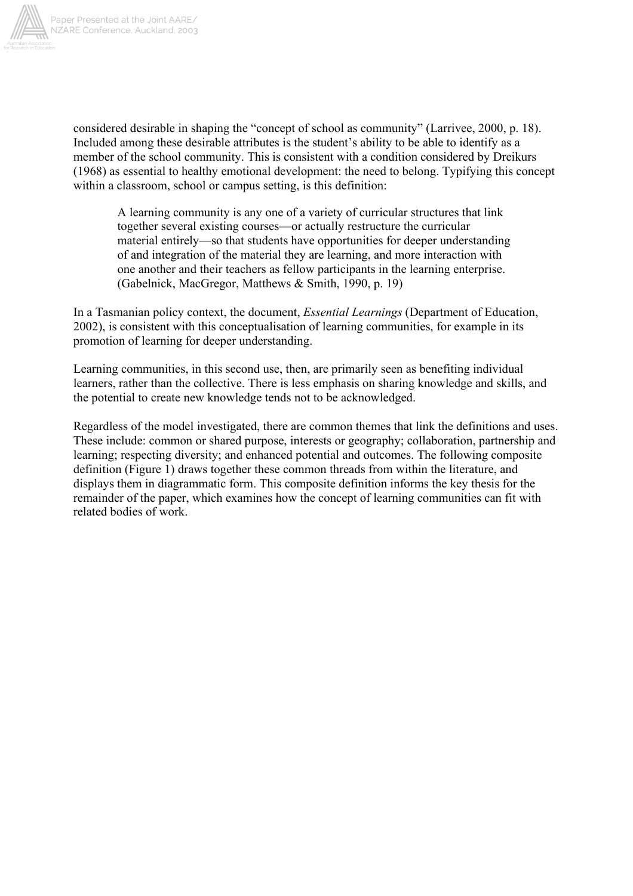considered desirable in shaping the "concept of school as community" (Larrivee, 2000, p. 18). Included among these desirable attributes is the student's ability to be able to identify as a member of the school community. This is consistent with a condition considered by Dreikurs (1968) as essential to healthy emotional development: the need to belong. Typifying this concept within a classroom, school or campus setting, is this definition:

> A learning community is any one of a variety of curricular structures that link together several existing courses—or actually restructure the curricular material entirely—so that students have opportunities for deeper understanding of and integration of the material they are learning, and more interaction with one another and their teachers as fellow participants in the learning enterprise. (Gabelnick, MacGregor, Matthews & Smith, 1990, p. 19)

In a Tasmanian policy context, the document, *Essential Learnings* (Department of Education, 2002), is consistent with this conceptualisation of learning communities, for example in its promotion of learning for deeper understanding.

Learning communities, in this second use, then, are primarily seen as benefiting individual learners, rather than the collective. There is less emphasis on sharing knowledge and skills, and the potential to create new knowledge tends not to be acknowledged.

Regardless of the model investigated, there are common themes that link the definitions and uses. These include: common or shared purpose, interests or geography; collaboration, partnership and learning; respecting diversity; and enhanced potential and outcomes. The following composite definition (Figure 1) draws together these common threads from within the literature, and displays them in diagrammatic form. This composite definition informs the key thesis for the remainder of the paper, which examines how the concept of learning communities can fit with related bodies of work.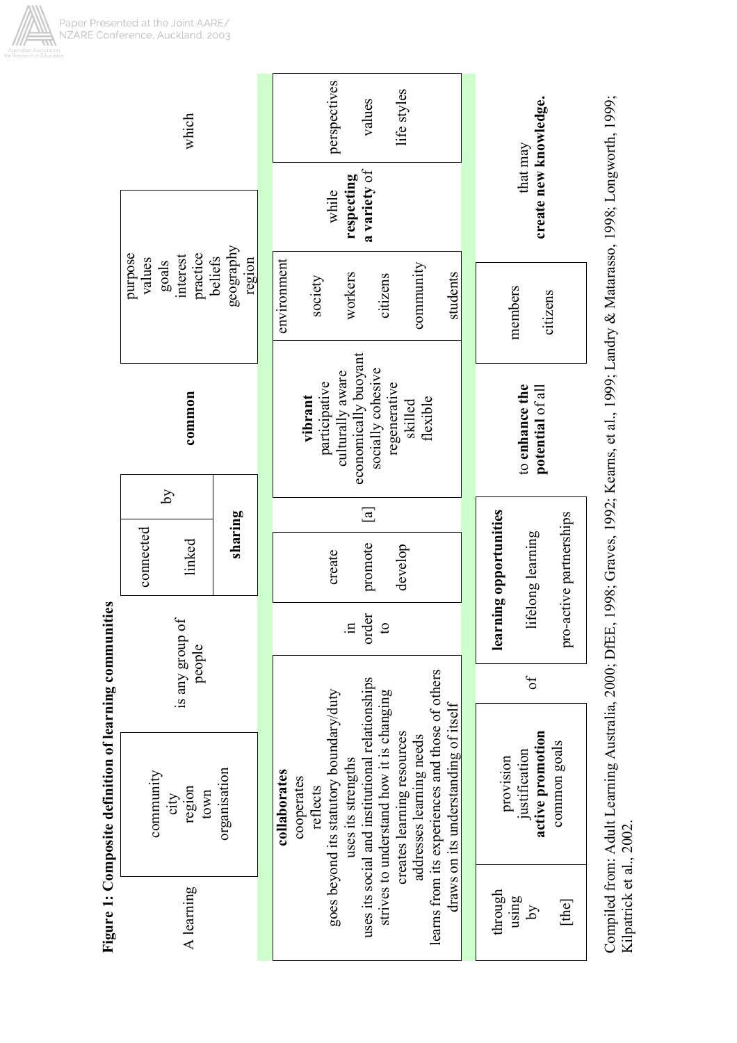**Figure 1: Composite definition of learning communities**

| A learning | community<br>city<br>region<br>town<br>organisation | is any group of people | connected<br>linked<br>**sharing** | by | **common** | purpose<br>values<br>goals<br>interest<br>practice<br>beliefs<br>geography<br>region | which |
|---|---|---|---|---|---|---|---|
| **collaborates**<br>cooperates<br>reflects<br>goes beyond its statutory boundary/duty<br>uses its strengths<br>uses its social and institutional relationships<br>strives to understand how it is changing<br>creates learning resources<br>addresses learning needs<br>learns from its experiences and those of others<br>draws on its understanding of itself | in order to | create<br>promote<br>develop | [a] | **vibrant**<br>participative<br>culturally aware<br>economically buoyant<br>socially cohesive<br>regenerative<br>skilled<br>flexible | environment<br>society<br>workers<br>citizens<br>community<br>students | while **respecting a variety** of | perspectives<br>values<br>life styles |
| through<br>using<br>by<br>[the] | provision<br>justification<br>**active promotion**<br>common goals | of | **learning opportunities**<br>lifelong learning<br>pro-active partnerships | to **enhance the potential** of all | members<br>citizens | that may **create new knowledge.** | |

Compiled from: Adult Learning Australia, 2000; DfEE, 1998; Graves, 1992; Kearns, et al., 1999; Landry & Matarasso, 1998; Longworth, 1999; Kilpatrick et al., 2002.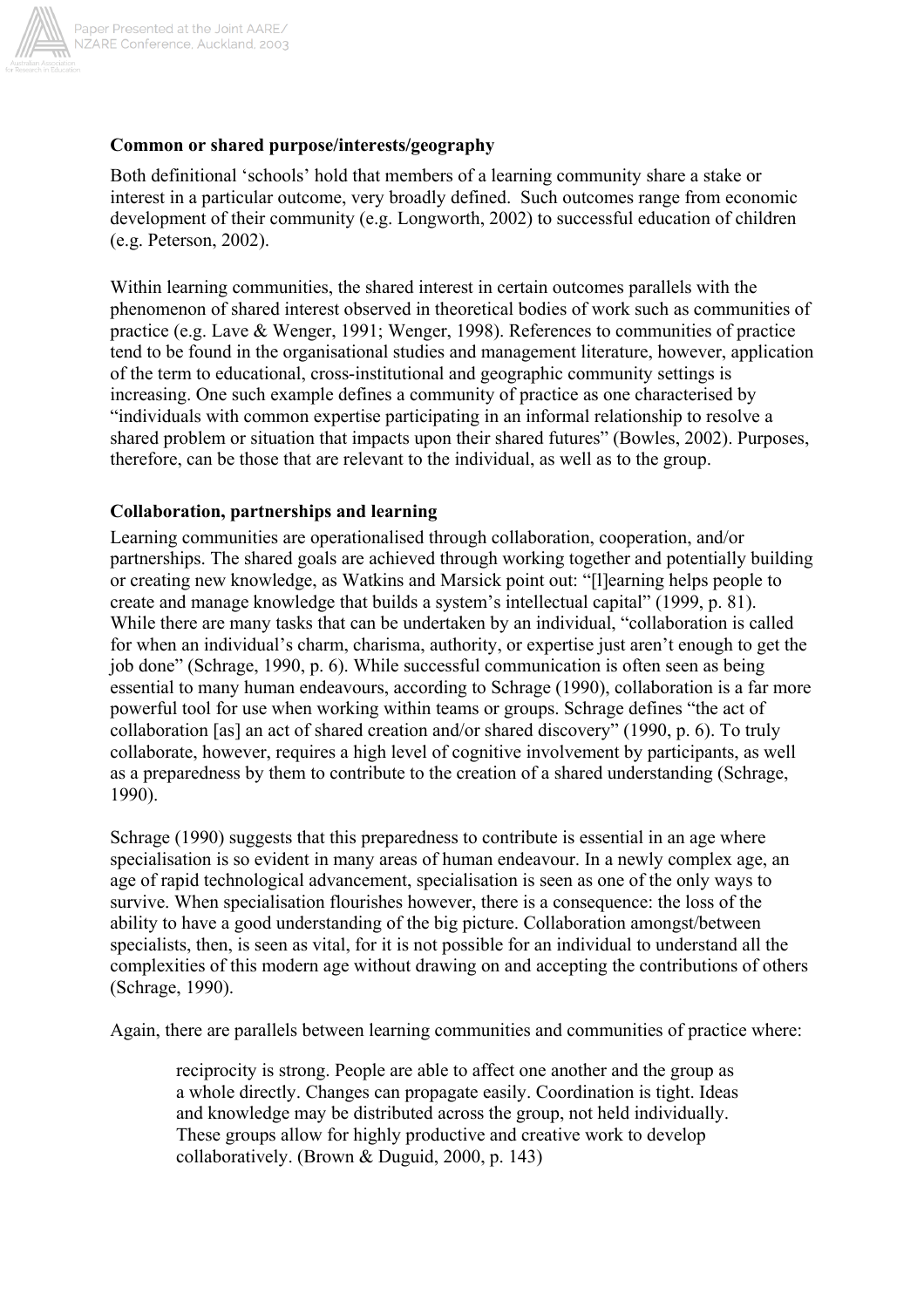**Common or shared purpose/interests/geography**

Both definitional 'schools' hold that members of a learning community share a stake or interest in a particular outcome, very broadly defined. Such outcomes range from economic development of their community (e.g. Longworth, 2002) to successful education of children (e.g. Peterson, 2002).

Within learning communities, the shared interest in certain outcomes parallels with the phenomenon of shared interest observed in theoretical bodies of work such as communities of practice (e.g. Lave & Wenger, 1991; Wenger, 1998). References to communities of practice tend to be found in the organisational studies and management literature, however, application of the term to educational, cross-institutional and geographic community settings is increasing. One such example defines a community of practice as one characterised by "individuals with common expertise participating in an informal relationship to resolve a shared problem or situation that impacts upon their shared futures" (Bowles, 2002). Purposes, therefore, can be those that are relevant to the individual, as well as to the group.

**Collaboration, partnerships and learning**

Learning communities are operationalised through collaboration, cooperation, and/or partnerships. The shared goals are achieved through working together and potentially building or creating new knowledge, as Watkins and Marsick point out: "[l]earning helps people to create and manage knowledge that builds a system's intellectual capital" (1999, p. 81). While there are many tasks that can be undertaken by an individual, "collaboration is called for when an individual's charm, charisma, authority, or expertise just aren't enough to get the job done" (Schrage, 1990, p. 6). While successful communication is often seen as being essential to many human endeavours, according to Schrage (1990), collaboration is a far more powerful tool for use when working within teams or groups. Schrage defines "the act of collaboration [as] an act of shared creation and/or shared discovery" (1990, p. 6). To truly collaborate, however, requires a high level of cognitive involvement by participants, as well as a preparedness by them to contribute to the creation of a shared understanding (Schrage, 1990).

Schrage (1990) suggests that this preparedness to contribute is essential in an age where specialisation is so evident in many areas of human endeavour. In a newly complex age, an age of rapid technological advancement, specialisation is seen as one of the only ways to survive. When specialisation flourishes however, there is a consequence: the loss of the ability to have a good understanding of the big picture. Collaboration amongst/between specialists, then, is seen as vital, for it is not possible for an individual to understand all the complexities of this modern age without drawing on and accepting the contributions of others (Schrage, 1990).

Again, there are parallels between learning communities and communities of practice where:

> reciprocity is strong. People are able to affect one another and the group as a whole directly. Changes can propagate easily. Coordination is tight. Ideas and knowledge may be distributed across the group, not held individually. These groups allow for highly productive and creative work to develop collaboratively. (Brown & Duguid, 2000, p. 143)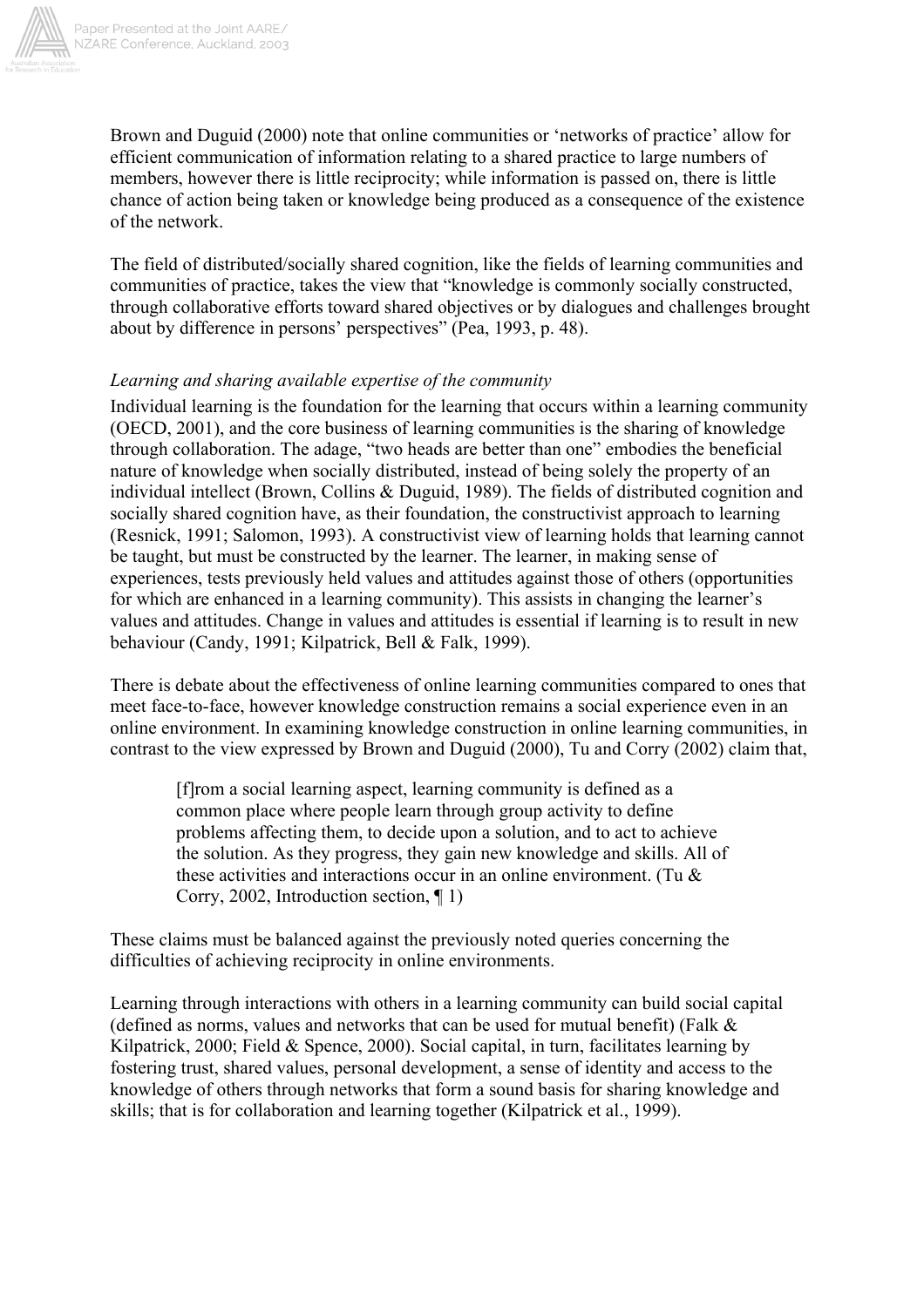Brown and Duguid (2000) note that online communities or 'networks of practice' allow for efficient communication of information relating to a shared practice to large numbers of members, however there is little reciprocity; while information is passed on, there is little chance of action being taken or knowledge being produced as a consequence of the existence of the network.

The field of distributed/socially shared cognition, like the fields of learning communities and communities of practice, takes the view that "knowledge is commonly socially constructed, through collaborative efforts toward shared objectives or by dialogues and challenges brought about by difference in persons' perspectives" (Pea, 1993, p. 48).

*Learning and sharing available expertise of the community*

Individual learning is the foundation for the learning that occurs within a learning community (OECD, 2001), and the core business of learning communities is the sharing of knowledge through collaboration. The adage, "two heads are better than one" embodies the beneficial nature of knowledge when socially distributed, instead of being solely the property of an individual intellect (Brown, Collins & Duguid, 1989). The fields of distributed cognition and socially shared cognition have, as their foundation, the constructivist approach to learning (Resnick, 1991; Salomon, 1993). A constructivist view of learning holds that learning cannot be taught, but must be constructed by the learner. The learner, in making sense of experiences, tests previously held values and attitudes against those of others (opportunities for which are enhanced in a learning community). This assists in changing the learner's values and attitudes. Change in values and attitudes is essential if learning is to result in new behaviour (Candy, 1991; Kilpatrick, Bell & Falk, 1999).

There is debate about the effectiveness of online learning communities compared to ones that meet face-to-face, however knowledge construction remains a social experience even in an online environment. In examining knowledge construction in online learning communities, in contrast to the view expressed by Brown and Duguid (2000), Tu and Corry (2002) claim that,

> [f]rom a social learning aspect, learning community is defined as a common place where people learn through group activity to define problems affecting them, to decide upon a solution, and to act to achieve the solution. As they progress, they gain new knowledge and skills. All of these activities and interactions occur in an online environment. (Tu & Corry, 2002, Introduction section, ¶ 1)

These claims must be balanced against the previously noted queries concerning the difficulties of achieving reciprocity in online environments.

Learning through interactions with others in a learning community can build social capital (defined as norms, values and networks that can be used for mutual benefit) (Falk & Kilpatrick, 2000; Field & Spence, 2000). Social capital, in turn, facilitates learning by fostering trust, shared values, personal development, a sense of identity and access to the knowledge of others through networks that form a sound basis for sharing knowledge and skills; that is for collaboration and learning together (Kilpatrick et al., 1999).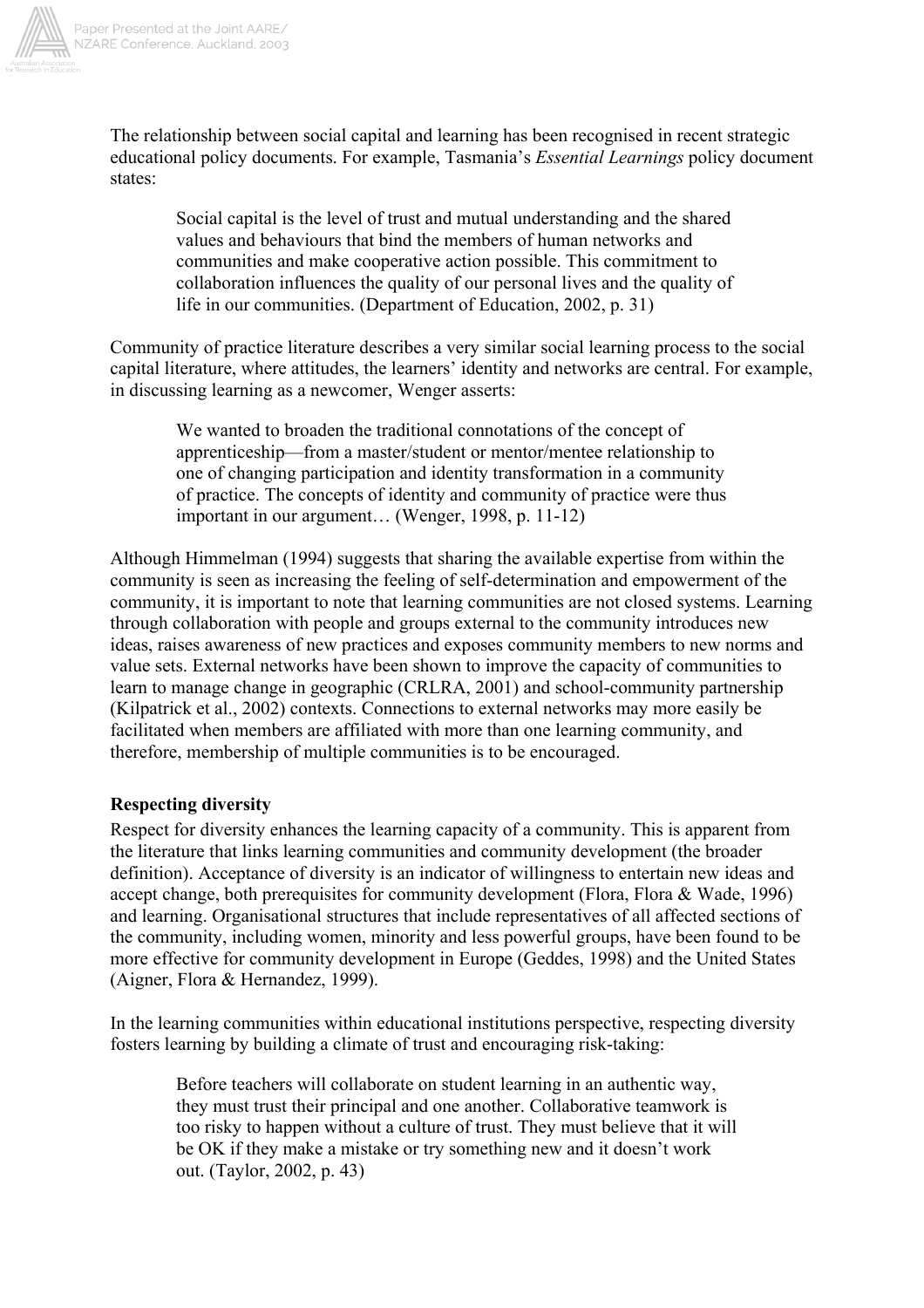The relationship between social capital and learning has been recognised in recent strategic educational policy documents. For example, Tasmania's *Essential Learnings* policy document states:

> Social capital is the level of trust and mutual understanding and the shared values and behaviours that bind the members of human networks and communities and make cooperative action possible. This commitment to collaboration influences the quality of our personal lives and the quality of life in our communities. (Department of Education, 2002, p. 31)

Community of practice literature describes a very similar social learning process to the social capital literature, where attitudes, the learners' identity and networks are central. For example, in discussing learning as a newcomer, Wenger asserts:

> We wanted to broaden the traditional connotations of the concept of apprenticeship—from a master/student or mentor/mentee relationship to one of changing participation and identity transformation in a community of practice. The concepts of identity and community of practice were thus important in our argument… (Wenger, 1998, p. 11-12)

Although Himmelman (1994) suggests that sharing the available expertise from within the community is seen as increasing the feeling of self-determination and empowerment of the community, it is important to note that learning communities are not closed systems. Learning through collaboration with people and groups external to the community introduces new ideas, raises awareness of new practices and exposes community members to new norms and value sets. External networks have been shown to improve the capacity of communities to learn to manage change in geographic (CRLRA, 2001) and school-community partnership (Kilpatrick et al., 2002) contexts. Connections to external networks may more easily be facilitated when members are affiliated with more than one learning community, and therefore, membership of multiple communities is to be encouraged.

**Respecting diversity**

Respect for diversity enhances the learning capacity of a community. This is apparent from the literature that links learning communities and community development (the broader definition). Acceptance of diversity is an indicator of willingness to entertain new ideas and accept change, both prerequisites for community development (Flora, Flora & Wade, 1996) and learning. Organisational structures that include representatives of all affected sections of the community, including women, minority and less powerful groups, have been found to be more effective for community development in Europe (Geddes, 1998) and the United States (Aigner, Flora & Hernandez, 1999).

In the learning communities within educational institutions perspective, respecting diversity fosters learning by building a climate of trust and encouraging risk-taking:

> Before teachers will collaborate on student learning in an authentic way, they must trust their principal and one another. Collaborative teamwork is too risky to happen without a culture of trust. They must believe that it will be OK if they make a mistake or try something new and it doesn't work out. (Taylor, 2002, p. 43)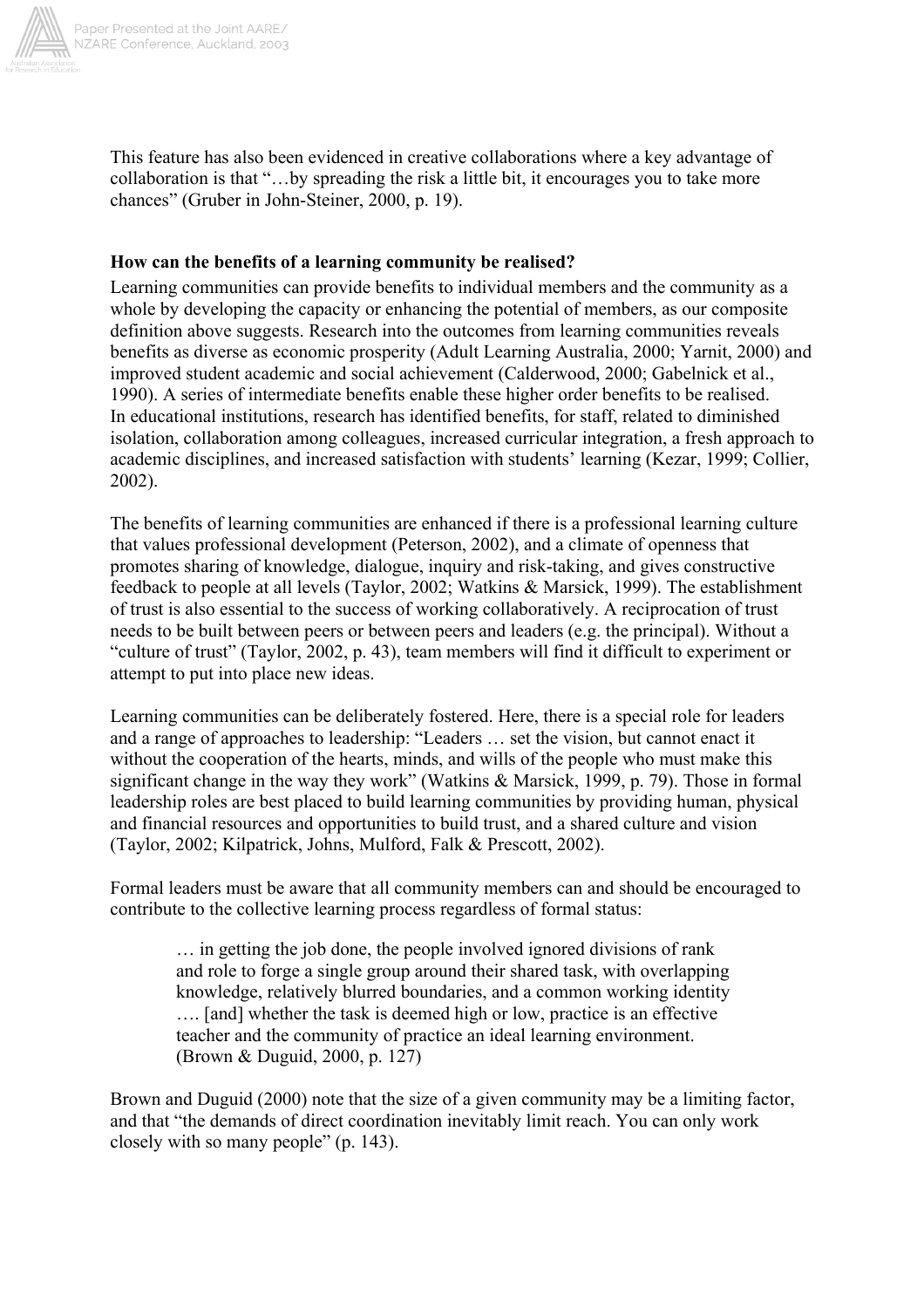This feature has also been evidenced in creative collaborations where a key advantage of collaboration is that "…by spreading the risk a little bit, it encourages you to take more chances" (Gruber in John-Steiner, 2000, p. 19).

**How can the benefits of a learning community be realised?**

Learning communities can provide benefits to individual members and the community as a whole by developing the capacity or enhancing the potential of members, as our composite definition above suggests. Research into the outcomes from learning communities reveals benefits as diverse as economic prosperity (Adult Learning Australia, 2000; Yarnit, 2000) and improved student academic and social achievement (Calderwood, 2000; Gabelnick et al., 1990). A series of intermediate benefits enable these higher order benefits to be realised. In educational institutions, research has identified benefits, for staff, related to diminished isolation, collaboration among colleagues, increased curricular integration, a fresh approach to academic disciplines, and increased satisfaction with students' learning (Kezar, 1999; Collier, 2002).

The benefits of learning communities are enhanced if there is a professional learning culture that values professional development (Peterson, 2002), and a climate of openness that promotes sharing of knowledge, dialogue, inquiry and risk-taking, and gives constructive feedback to people at all levels (Taylor, 2002; Watkins & Marsick, 1999). The establishment of trust is also essential to the success of working collaboratively. A reciprocation of trust needs to be built between peers or between peers and leaders (e.g. the principal). Without a "culture of trust" (Taylor, 2002, p. 43), team members will find it difficult to experiment or attempt to put into place new ideas.

Learning communities can be deliberately fostered. Here, there is a special role for leaders and a range of approaches to leadership: "Leaders … set the vision, but cannot enact it without the cooperation of the hearts, minds, and wills of the people who must make this significant change in the way they work" (Watkins & Marsick, 1999, p. 79). Those in formal leadership roles are best placed to build learning communities by providing human, physical and financial resources and opportunities to build trust, and a shared culture and vision (Taylor, 2002; Kilpatrick, Johns, Mulford, Falk & Prescott, 2002).

Formal leaders must be aware that all community members can and should be encouraged to contribute to the collective learning process regardless of formal status:

> … in getting the job done, the people involved ignored divisions of rank and role to forge a single group around their shared task, with overlapping knowledge, relatively blurred boundaries, and a common working identity …. [and] whether the task is deemed high or low, practice is an effective teacher and the community of practice an ideal learning environment. (Brown & Duguid, 2000, p. 127)

Brown and Duguid (2000) note that the size of a given community may be a limiting factor, and that "the demands of direct coordination inevitably limit reach. You can only work closely with so many people" (p. 143).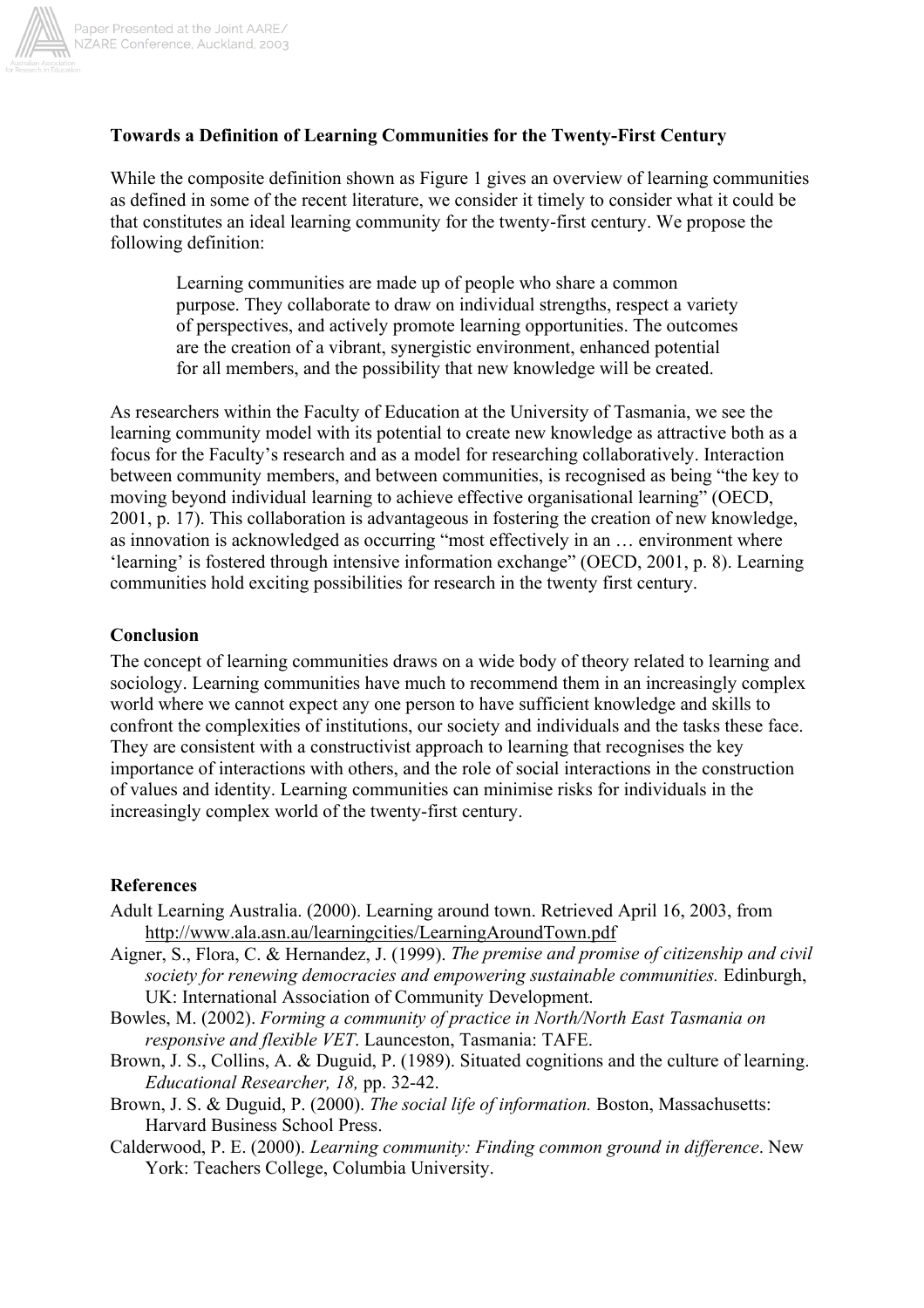### Towards a Definition of Learning Communities for the Twenty-First Century

While the composite definition shown as Figure 1 gives an overview of learning communities as defined in some of the recent literature, we consider it timely to consider what it could be that constitutes an ideal learning community for the twenty-first century. We propose the following definition:

> Learning communities are made up of people who share a common purpose. They collaborate to draw on individual strengths, respect a variety of perspectives, and actively promote learning opportunities. The outcomes are the creation of a vibrant, synergistic environment, enhanced potential for all members, and the possibility that new knowledge will be created.

As researchers within the Faculty of Education at the University of Tasmania, we see the learning community model with its potential to create new knowledge as attractive both as a focus for the Faculty's research and as a model for researching collaboratively. Interaction between community members, and between communities, is recognised as being "the key to moving beyond individual learning to achieve effective organisational learning" (OECD, 2001, p. 17). This collaboration is advantageous in fostering the creation of new knowledge, as innovation is acknowledged as occurring "most effectively in an … environment where 'learning' is fostered through intensive information exchange" (OECD, 2001, p. 8). Learning communities hold exciting possibilities for research in the twenty first century.

### Conclusion

The concept of learning communities draws on a wide body of theory related to learning and sociology. Learning communities have much to recommend them in an increasingly complex world where we cannot expect any one person to have sufficient knowledge and skills to confront the complexities of institutions, our society and individuals and the tasks these face. They are consistent with a constructivist approach to learning that recognises the key importance of interactions with others, and the role of social interactions in the construction of values and identity. Learning communities can minimise risks for individuals in the increasingly complex world of the twenty-first century.

### References

Adult Learning Australia. (2000). Learning around town. Retrieved April 16, 2003, from http://www.ala.asn.au/learningcities/LearningAroundTown.pdf

Aigner, S., Flora, C. & Hernandez, J. (1999). *The premise and promise of citizenship and civil society for renewing democracies and empowering sustainable communities.* Edinburgh, UK: International Association of Community Development.

Bowles, M. (2002). *Forming a community of practice in North/North East Tasmania on responsive and flexible VET*. Launceston, Tasmania: TAFE.

Brown, J. S., Collins, A. & Duguid, P. (1989). Situated cognitions and the culture of learning. *Educational Researcher, 18,* pp. 32-42.

Brown, J. S. & Duguid, P. (2000). *The social life of information.* Boston, Massachusetts: Harvard Business School Press.

Calderwood, P. E. (2000). *Learning community: Finding common ground in difference*. New York: Teachers College, Columbia University.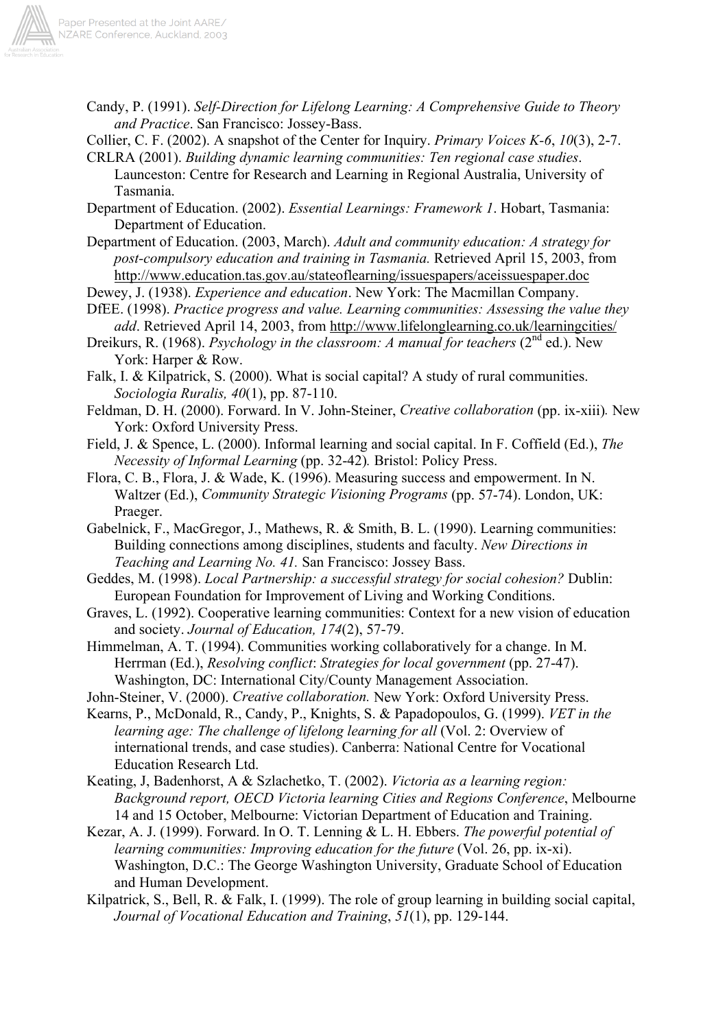Candy, P. (1991). *Self-Direction for Lifelong Learning: A Comprehensive Guide to Theory and Practice*. San Francisco: Jossey-Bass.

Collier, C. F. (2002). A snapshot of the Center for Inquiry. *Primary Voices K-6*, *10*(3), 2-7.

CRLRA (2001). *Building dynamic learning communities: Ten regional case studies*. Launceston: Centre for Research and Learning in Regional Australia, University of Tasmania.

Department of Education. (2002). *Essential Learnings: Framework 1*. Hobart, Tasmania: Department of Education.

Department of Education. (2003, March). *Adult and community education: A strategy for post-compulsory education and training in Tasmania.* Retrieved April 15, 2003, from http://www.education.tas.gov.au/stateoflearning/issuespapers/aceissuespaper.doc

Dewey, J. (1938). *Experience and education*. New York: The Macmillan Company.

DfEE. (1998). *Practice progress and value. Learning communities: Assessing the value they add*. Retrieved April 14, 2003, from http://www.lifelonglearning.co.uk/learningcities/

Dreikurs, R. (1968). *Psychology in the classroom: A manual for teachers* (2nd ed.). New York: Harper & Row.

Falk, I. & Kilpatrick, S. (2000). What is social capital? A study of rural communities. *Sociologia Ruralis, 40*(1), pp. 87-110.

Feldman, D. H. (2000). Forward. In V. John-Steiner, *Creative collaboration* (pp. ix-xiii)*.* New York: Oxford University Press.

Field, J. & Spence, L. (2000). Informal learning and social capital. In F. Coffield (Ed.), *The Necessity of Informal Learning* (pp. 32-42)*.* Bristol: Policy Press.

Flora, C. B., Flora, J. & Wade, K. (1996). Measuring success and empowerment. In N. Waltzer (Ed.), *Community Strategic Visioning Programs* (pp. 57-74). London, UK: Praeger.

Gabelnick, F., MacGregor, J., Mathews, R. & Smith, B. L. (1990). Learning communities: Building connections among disciplines, students and faculty. *New Directions in Teaching and Learning No. 41.* San Francisco: Jossey Bass.

Geddes, M. (1998). *Local Partnership: a successful strategy for social cohesion?* Dublin: European Foundation for Improvement of Living and Working Conditions.

Graves, L. (1992). Cooperative learning communities: Context for a new vision of education and society. *Journal of Education, 174*(2), 57-79.

Himmelman, A. T. (1994). Communities working collaboratively for a change. In M. Herrman (Ed.), *Resolving conflict*: *Strategies for local government* (pp. 27-47). Washington, DC: International City/County Management Association.

John-Steiner, V. (2000). *Creative collaboration.* New York: Oxford University Press.

Kearns, P., McDonald, R., Candy, P., Knights, S. & Papadopoulos, G. (1999). *VET in the learning age: The challenge of lifelong learning for all* (Vol. 2: Overview of international trends, and case studies). Canberra: National Centre for Vocational Education Research Ltd.

Keating, J, Badenhorst, A & Szlachetko, T. (2002). *Victoria as a learning region: Background report, OECD Victoria learning Cities and Regions Conference*, Melbourne 14 and 15 October, Melbourne: Victorian Department of Education and Training.

Kezar, A. J. (1999). Forward. In O. T. Lenning & L. H. Ebbers. *The powerful potential of learning communities: Improving education for the future* (Vol. 26, pp. ix-xi). Washington, D.C.: The George Washington University, Graduate School of Education and Human Development.

Kilpatrick, S., Bell, R. & Falk, I. (1999). The role of group learning in building social capital, *Journal of Vocational Education and Training*, *51*(1), pp. 129-144.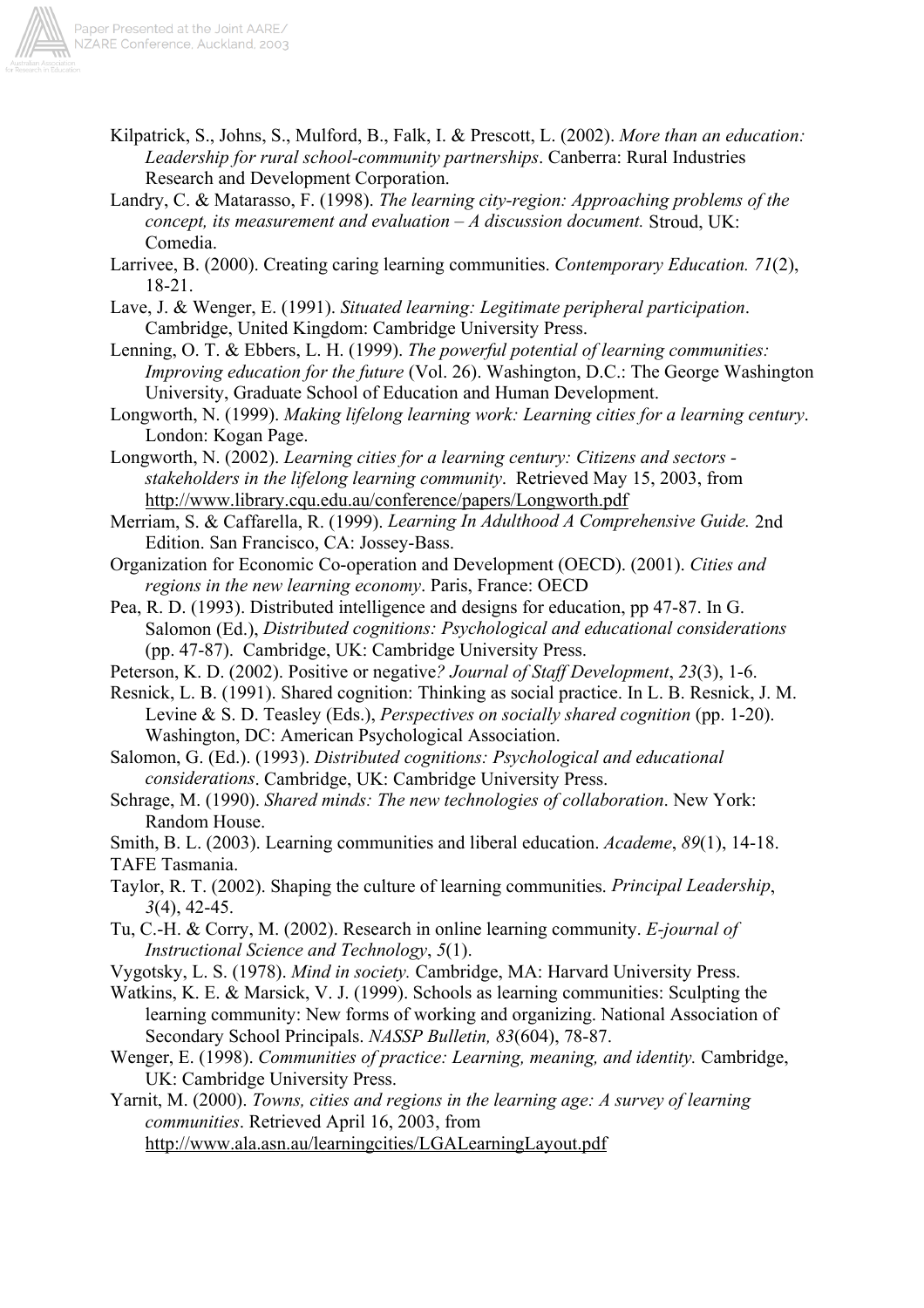Kilpatrick, S., Johns, S., Mulford, B., Falk, I. & Prescott, L. (2002). *More than an education: Leadership for rural school-community partnerships*. Canberra: Rural Industries Research and Development Corporation.

Landry, C. & Matarasso, F. (1998). *The learning city-region: Approaching problems of the concept, its measurement and evaluation – A discussion document.* Stroud, UK: Comedia.

Larrivee, B. (2000). Creating caring learning communities. *Contemporary Education. 71*(2), 18-21.

Lave, J. & Wenger, E. (1991). *Situated learning: Legitimate peripheral participation*. Cambridge, United Kingdom: Cambridge University Press.

Lenning, O. T. & Ebbers, L. H. (1999). *The powerful potential of learning communities: Improving education for the future* (Vol. 26). Washington, D.C.: The George Washington University, Graduate School of Education and Human Development.

Longworth, N. (1999). *Making lifelong learning work: Learning cities for a learning century*. London: Kogan Page.

Longworth, N. (2002). *Learning cities for a learning century: Citizens and sectors - stakeholders in the lifelong learning community*. Retrieved May 15, 2003, from http://www.library.cqu.edu.au/conference/papers/Longworth.pdf

Merriam, S. & Caffarella, R. (1999). *Learning In Adulthood A Comprehensive Guide.* 2nd Edition. San Francisco, CA: Jossey-Bass.

Organization for Economic Co-operation and Development (OECD). (2001). *Cities and regions in the new learning economy*. Paris, France: OECD

Pea, R. D. (1993). Distributed intelligence and designs for education, pp 47-87. In G. Salomon (Ed.), *Distributed cognitions: Psychological and educational considerations* (pp. 47-87). Cambridge, UK: Cambridge University Press.

Peterson, K. D. (2002). Positive or negative*? Journal of Staff Development*, *23*(3), 1-6.

Resnick, L. B. (1991). Shared cognition: Thinking as social practice. In L. B. Resnick, J. M. Levine & S. D. Teasley (Eds.), *Perspectives on socially shared cognition* (pp. 1-20). Washington, DC: American Psychological Association.

Salomon, G. (Ed.). (1993). *Distributed cognitions: Psychological and educational considerations*. Cambridge, UK: Cambridge University Press.

Schrage, M. (1990). *Shared minds: The new technologies of collaboration*. New York: Random House.

Smith, B. L. (2003). Learning communities and liberal education. *Academe*, *89*(1), 14-18.

TAFE Tasmania.

Taylor, R. T. (2002). Shaping the culture of learning communities. *Principal Leadership*, *3*(4), 42-45.

Tu, C.-H. & Corry, M. (2002). Research in online learning community. *E-journal of Instructional Science and Technology*, *5*(1).

Vygotsky, L. S. (1978). *Mind in society.* Cambridge, MA: Harvard University Press.

Watkins, K. E. & Marsick, V. J. (1999). Schools as learning communities: Sculpting the learning community: New forms of working and organizing. National Association of Secondary School Principals. *NASSP Bulletin, 83*(604), 78-87.

Wenger, E. (1998). *Communities of practice: Learning, meaning, and identity.* Cambridge, UK: Cambridge University Press.

Yarnit, M. (2000). *Towns, cities and regions in the learning age: A survey of learning communities*. Retrieved April 16, 2003, from http://www.ala.asn.au/learningcities/LGALearningLayout.pdf